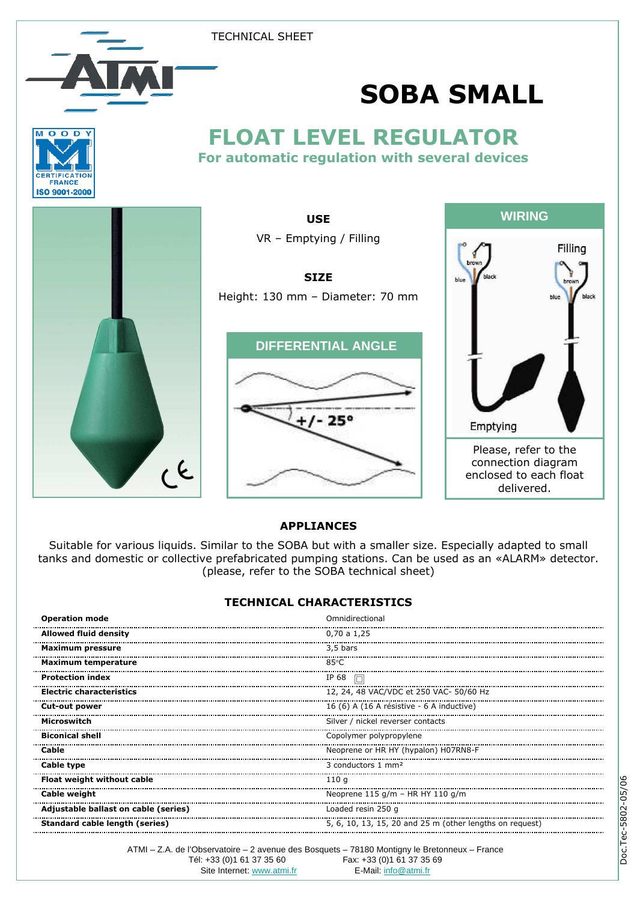TECHNICAL SHEET

# SOBA SMALL

## FLOAT LEVEL REGULATOR

**For automatic regulation with several devices**

### USE

VR – Emptying / Filling

### SIZE

Height: 130 mm – Diameter: 70 mm

### DIFFERENTIAL ANGLE

+/- 25°

### WIRING

Filling

brown, blue, black

Emptying

brown, blue, black

Please, refer to the connection diagram enclosed to each float delivered.

### APPLIANCES

Suitable for various liquids. Similar to the SOBA but with a smaller size. Especially adapted to small tanks and domestic or collective prefabricated pumping stations. Can be used as an «ALARM» detector. (please, refer to the SOBA technical sheet)

### TECHNICAL CHARACTERISTICS

| | |
|---|---|
| **Operation mode** | Omnidirectional |
| **Allowed fluid density** | 0,70 a 1,25 |
| **Maximum pressure** | 3,5 bars |
| **Maximum temperature** | 85°C |
| **Protection index** | IP 68 ⊡ |
| **Electric characteristics** | 12, 24, 48 VAC/VDC et 250 VAC- 50/60 Hz |
| **Cut-out power** | 16 (6) A (16 A résistive - 6 A inductive) |
| **Microswitch** | Silver / nickel reverser contacts |
| **Biconical shell** | Copolymer polypropylene |
| **Cable** | Neoprene or HR HY (hypalon) H07RN8-F |
| **Cable type** | 3 conductors 1 mm² |
| **Float weight without cable** | 110 g |
| **Cable weight** | Neoprene 115 g/m – HR HY 110 g/m |
| **Adjustable ballast on cable (series)** | Loaded resin 250 g |
| **Standard cable length (series)** | 5, 6, 10, 13, 15, 20 and 25 m (other lengths on request) |

ATMI – Z.A. de l'Observatoire – 2 avenue des Bosquets – 78180 Montigny le Bretonneux – France
Tél: +33 (0)1 61 37 35 60 Fax: +33 (0)1 61 37 35 69
Site Internet: www.atmi.fr E-Mail: info@atmi.fr

Doc.Tec-5802-05/06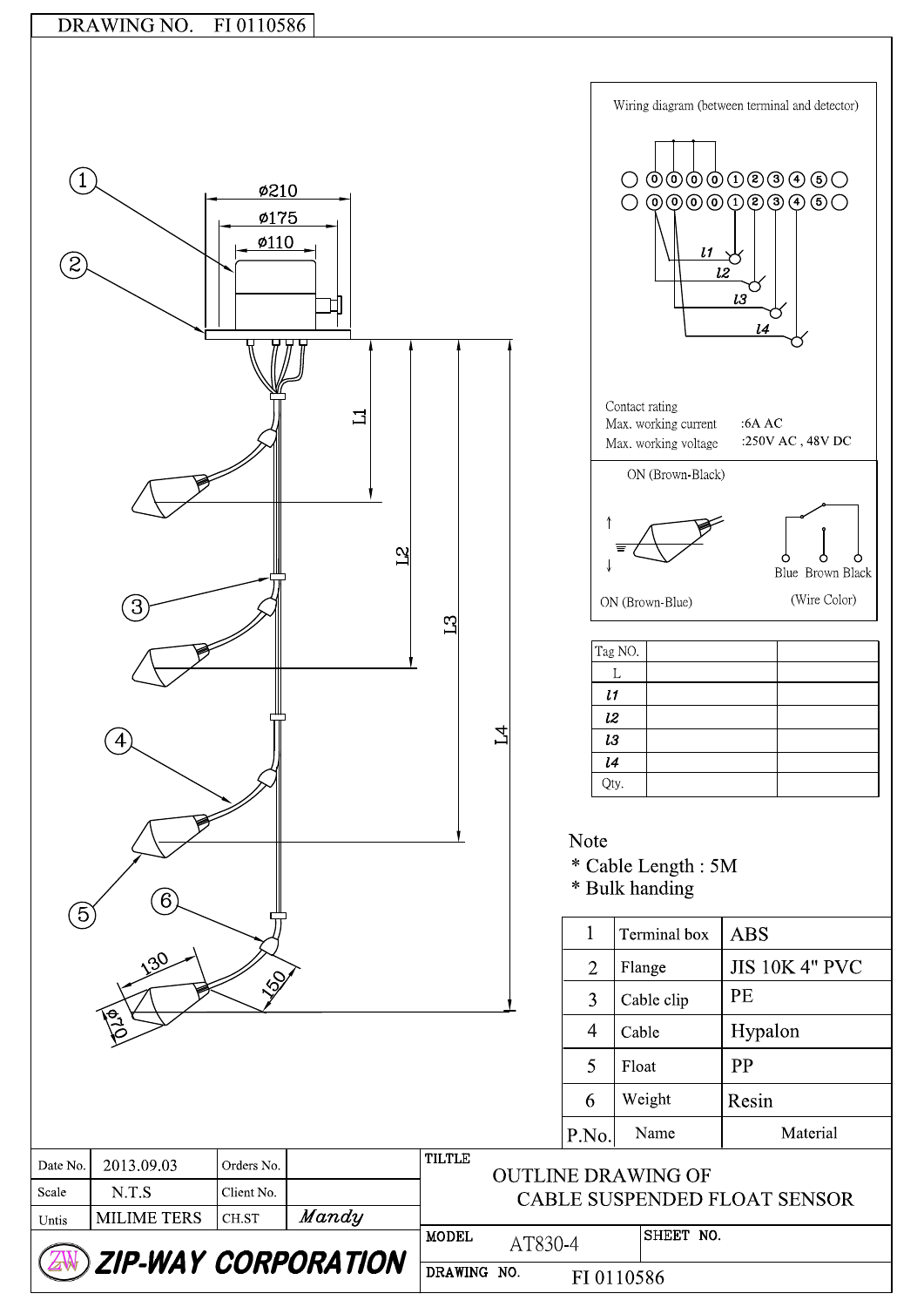DRAWING NO. FI 0110586

ø210

ø175

ø110

L1

L2

L3

L4

130

150

ø70

Wiring diagram (between terminal and detector)

l1

l2

l3

l4

Contact rating
Max. working current :6A AC
Max. working voltage :250V AC , 48V DC

ON (Brown-Black)

ON (Brown-Blue)

Blue Brown Black

(Wire Color)

| Tag NO. | | |
|---|---|---|
| L | | |
| l1 | | |
| l2 | | |
| l3 | | |
| l4 | | |
| Qty. | | |

Note
* Cable Length : 5M
* Bulk handing

| P.No. | Name | Material |
|---|---|---|
| 1 | Terminal box | ABS |
| 2 | Flange | JIS 10K 4" PVC |
| 3 | Cable clip | PE |
| 4 | Cable | Hypalon |
| 5 | Float | PP |
| 6 | Weight | Resin |

| | | | |
|---|---|---|---|
| Date No. | 2013.09.03 | Orders No. | |
| Scale | N.T.S | Client No. | |
| Untis | MILIME TERS | CH.ST | *Mandy* |

ZIP-WAY CORPORATION

TILTLE: OUTLINE DRAWING OF CABLE SUSPENDED FLOAT SENSOR

MODEL: AT830-4

SHEET NO.

DRAWING NO. FI 0110586